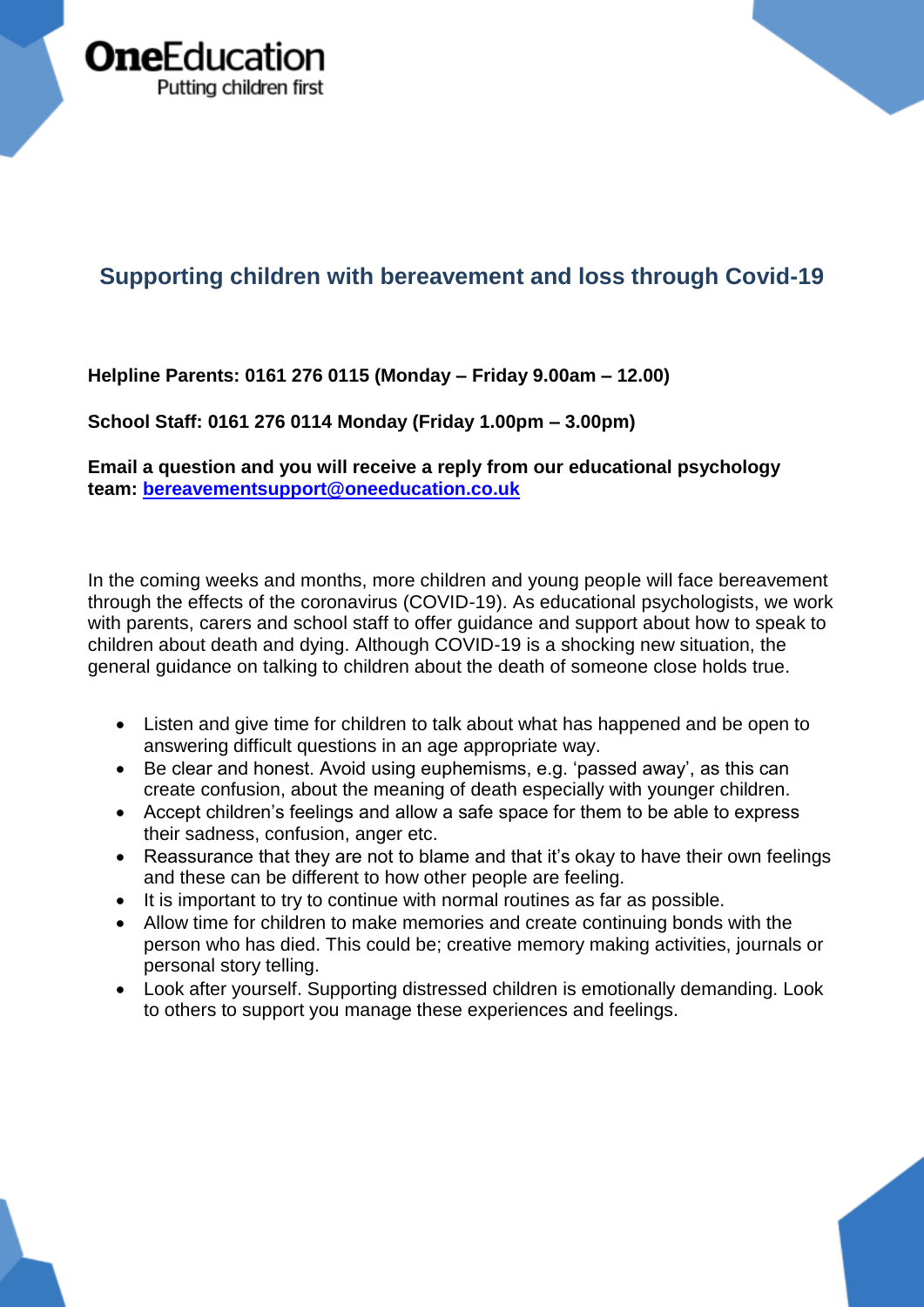**OneEducation**
Putting children first

## Supporting children with bereavement and loss through Covid-19

**Helpline Parents: 0161 276 0115 (Monday – Friday 9.00am – 12.00)**

**School Staff: 0161 276 0114 Monday (Friday 1.00pm – 3.00pm)**

**Email a question and you will receive a reply from our educational psychology team: [bereavementsupport@oneeducation.co.uk](mailto:bereavementsupport@oneeducation.co.uk)**

In the coming weeks and months, more children and young people will face bereavement through the effects of the coronavirus (COVID-19). As educational psychologists, we work with parents, carers and school staff to offer guidance and support about how to speak to children about death and dying. Although COVID-19 is a shocking new situation, the general guidance on talking to children about the death of someone close holds true.

- Listen and give time for children to talk about what has happened and be open to answering difficult questions in an age appropriate way.
- Be clear and honest. Avoid using euphemisms, e.g. 'passed away', as this can create confusion, about the meaning of death especially with younger children.
- Accept children's feelings and allow a safe space for them to be able to express their sadness, confusion, anger etc.
- Reassurance that they are not to blame and that it's okay to have their own feelings and these can be different to how other people are feeling.
- It is important to try to continue with normal routines as far as possible.
- Allow time for children to make memories and create continuing bonds with the person who has died. This could be; creative memory making activities, journals or personal story telling.
- Look after yourself. Supporting distressed children is emotionally demanding. Look to others to support you manage these experiences and feelings.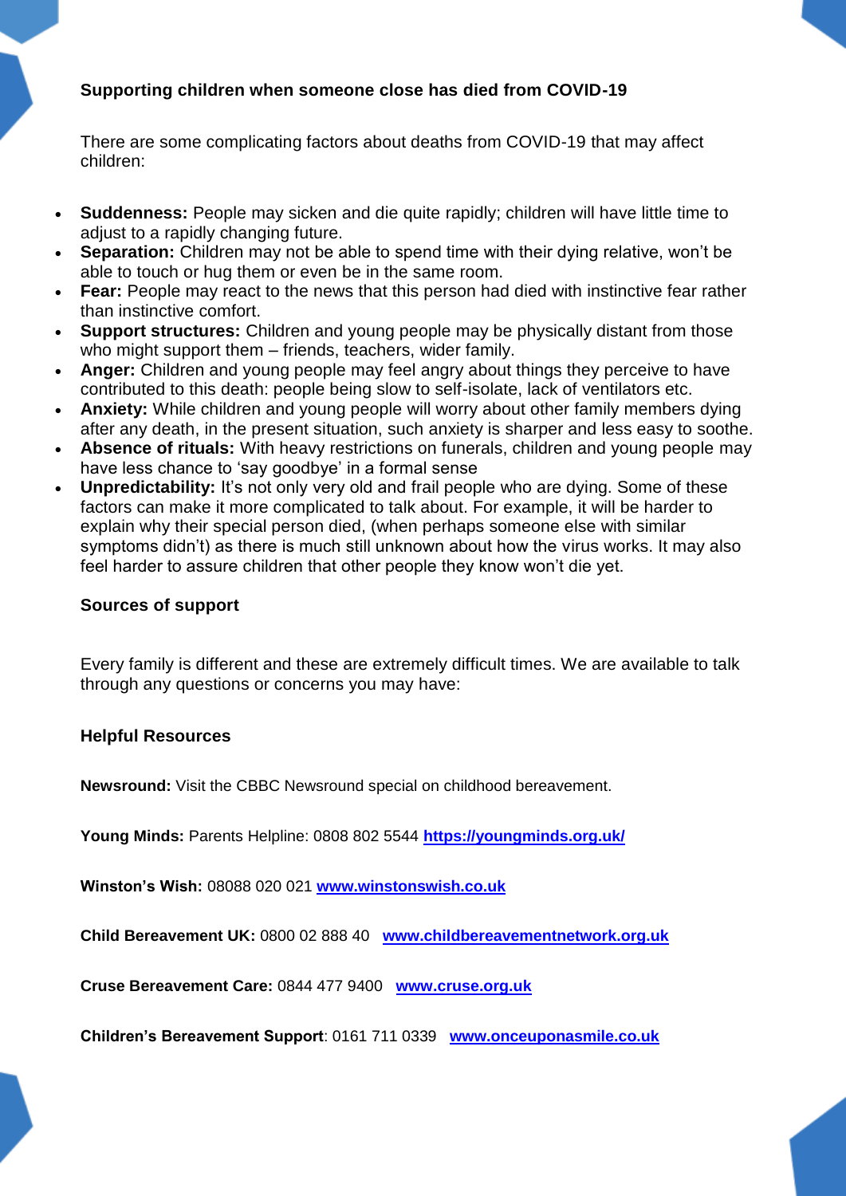## Supporting children when someone close has died from COVID-19

There are some complicating factors about deaths from COVID-19 that may affect children:

- **Suddenness:** People may sicken and die quite rapidly; children will have little time to adjust to a rapidly changing future.
- **Separation:** Children may not be able to spend time with their dying relative, won't be able to touch or hug them or even be in the same room.
- **Fear:** People may react to the news that this person had died with instinctive fear rather than instinctive comfort.
- **Support structures:** Children and young people may be physically distant from those who might support them – friends, teachers, wider family.
- **Anger:** Children and young people may feel angry about things they perceive to have contributed to this death: people being slow to self-isolate, lack of ventilators etc.
- **Anxiety:** While children and young people will worry about other family members dying after any death, in the present situation, such anxiety is sharper and less easy to soothe.
- **Absence of rituals:** With heavy restrictions on funerals, children and young people may have less chance to 'say goodbye' in a formal sense
- **Unpredictability:** It's not only very old and frail people who are dying. Some of these factors can make it more complicated to talk about. For example, it will be harder to explain why their special person died, (when perhaps someone else with similar symptoms didn't) as there is much still unknown about how the virus works. It may also feel harder to assure children that other people they know won't die yet.

### Sources of support

Every family is different and these are extremely difficult times. We are available to talk through any questions or concerns you may have:

### Helpful Resources

**Newsround:** Visit the CBBC Newsround special on childhood bereavement.

**Young Minds:** Parents Helpline: 0808 802 5544 **https://youngminds.org.uk/**

**Winston's Wish:** 08088 020 021 **www.winstonswish.co.uk**

**Child Bereavement UK:** 0800 02 888 40 **www.childbereavementnetwork.org.uk**

**Cruse Bereavement Care:** 0844 477 9400 **www.cruse.org.uk**

**Children's Bereavement Support**: 0161 711 0339 **www.onceuponasmile.co.uk**